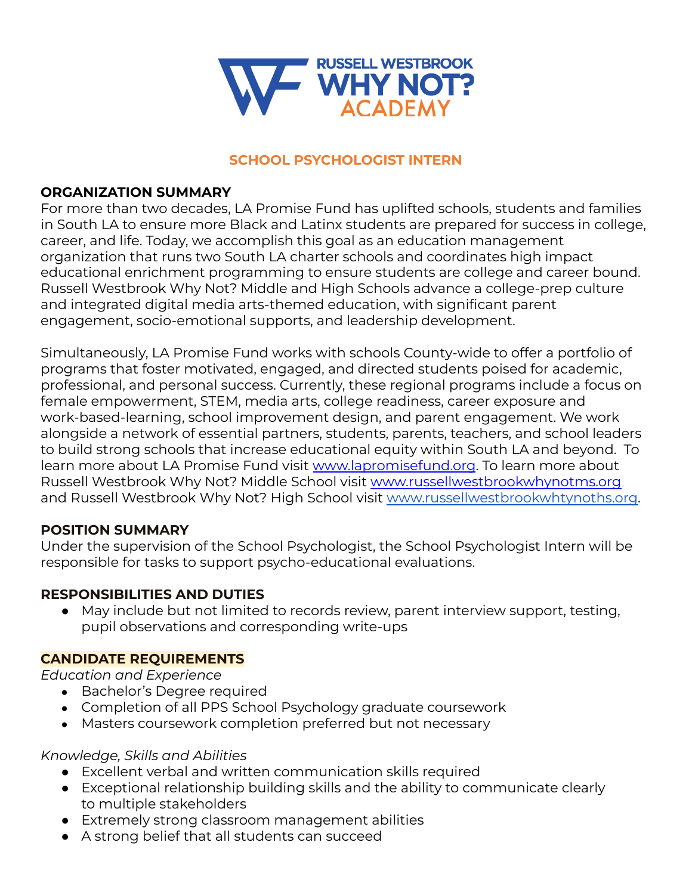RUSSELL WESTBROOK
WHY NOT?
ACADEMY

# SCHOOL PSYCHOLOGIST INTERN

## ORGANIZATION SUMMARY

For more than two decades, LA Promise Fund has uplifted schools, students and families in South LA to ensure more Black and Latinx students are prepared for success in college, career, and life. Today, we accomplish this goal as an education management organization that runs two South LA charter schools and coordinates high impact educational enrichment programming to ensure students are college and career bound. Russell Westbrook Why Not? Middle and High Schools advance a college-prep culture and integrated digital media arts-themed education, with significant parent engagement, socio-emotional supports, and leadership development.

Simultaneously, LA Promise Fund works with schools County-wide to offer a portfolio of programs that foster motivated, engaged, and directed students poised for academic, professional, and personal success. Currently, these regional programs include a focus on female empowerment, STEM, media arts, college readiness, career exposure and work-based-learning, school improvement design, and parent engagement. We work alongside a network of essential partners, students, parents, teachers, and school leaders to build strong schools that increase educational equity within South LA and beyond. To learn more about LA Promise Fund visit www.lapromisefund.org. To learn more about Russell Westbrook Why Not? Middle School visit www.russellwestbrookwhynotms.org and Russell Westbrook Why Not? High School visit www.russellwestbrookwhtynoths.org.

## POSITION SUMMARY

Under the supervision of the School Psychologist, the School Psychologist Intern will be responsible for tasks to support psycho-educational evaluations.

## RESPONSIBILITIES AND DUTIES

- May include but not limited to records review, parent interview support, testing, pupil observations and corresponding write-ups

## CANDIDATE REQUIREMENTS

*Education and Experience*

- Bachelor's Degree required
- Completion of all PPS School Psychology graduate coursework
- Masters coursework completion preferred but not necessary

*Knowledge, Skills and Abilities*

- Excellent verbal and written communication skills required
- Exceptional relationship building skills and the ability to communicate clearly to multiple stakeholders
- Extremely strong classroom management abilities
- A strong belief that all students can succeed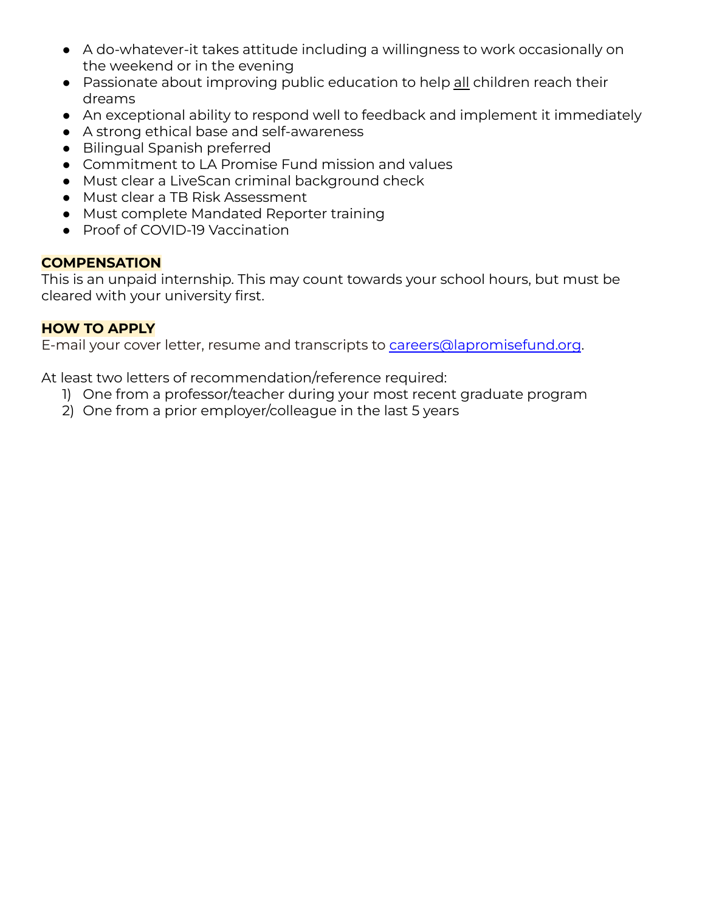- A do-whatever-it takes attitude including a willingness to work occasionally on the weekend or in the evening
- Passionate about improving public education to help all children reach their dreams
- An exceptional ability to respond well to feedback and implement it immediately
- A strong ethical base and self-awareness
- Bilingual Spanish preferred
- Commitment to LA Promise Fund mission and values
- Must clear a LiveScan criminal background check
- Must clear a TB Risk Assessment
- Must complete Mandated Reporter training
- Proof of COVID-19 Vaccination

**COMPENSATION**

This is an unpaid internship. This may count towards your school hours, but must be cleared with your university first.

**HOW TO APPLY**

E-mail your cover letter, resume and transcripts to careers@lapromisefund.org.

At least two letters of recommendation/reference required:

1) One from a professor/teacher during your most recent graduate program
2) One from a prior employer/colleague in the last 5 years